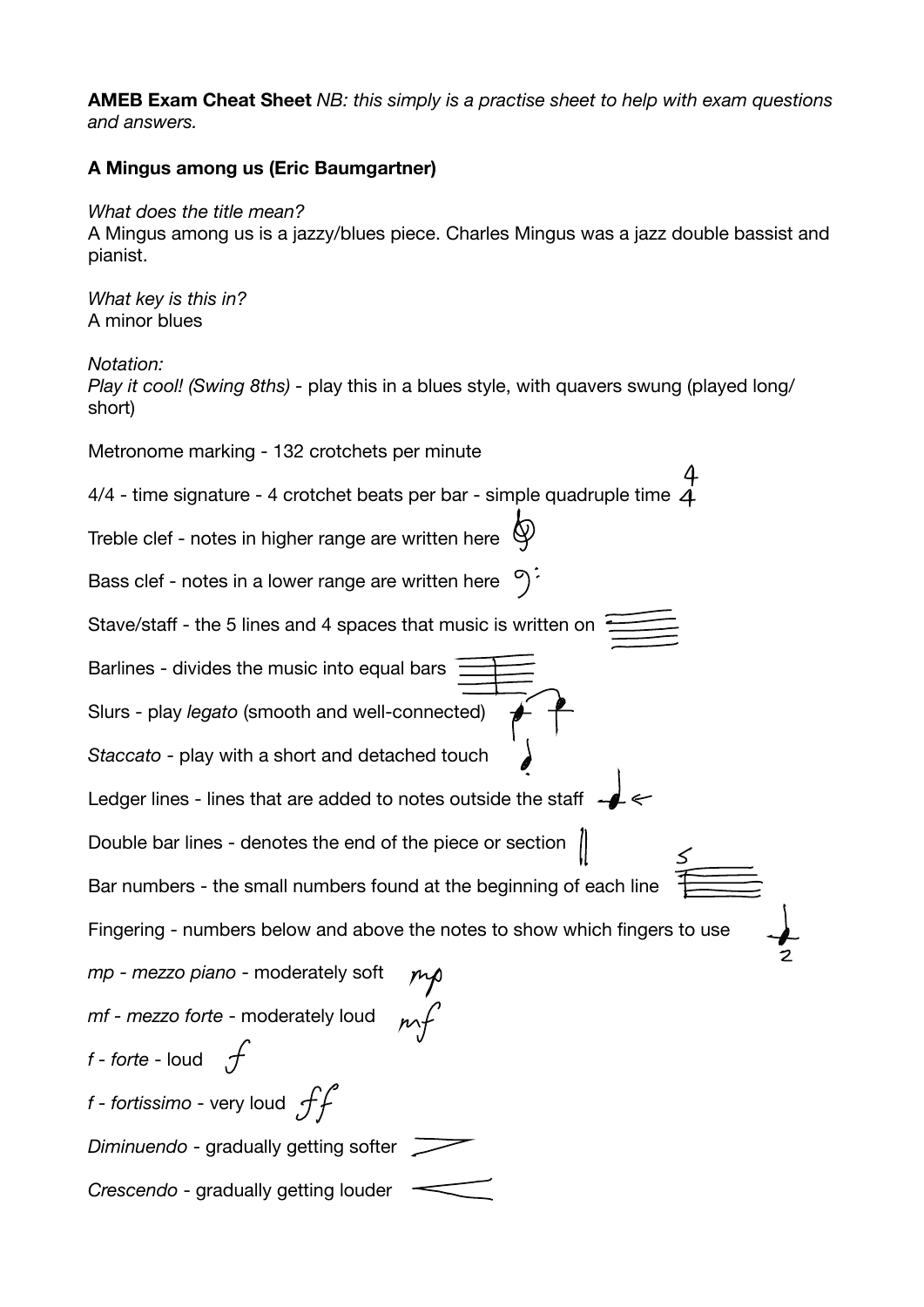**AMEB Exam Cheat Sheet** *NB: this simply is a practise sheet to help with exam questions and answers.*

**A Mingus among us (Eric Baumgartner)**

*What does the title mean?*
A Mingus among us is a jazzy/blues piece. Charles Mingus was a jazz double bassist and pianist.

*What key is this in?*
A minor blues

*Notation:*
*Play it cool! (Swing 8ths)* - play this in a blues style, with quavers swung (played long/short)

Metronome marking - 132 crotchets per minute

4/4 - time signature - 4 crotchet beats per bar - simple quadruple time

Treble clef - notes in higher range are written here

Bass clef - notes in a lower range are written here

Stave/staff - the 5 lines and 4 spaces that music is written on

Barlines - divides the music into equal bars

Slurs - play *legato* (smooth and well-connected)

*Staccato* - play with a short and detached touch

Ledger lines - lines that are added to notes outside the staff

Double bar lines - denotes the end of the piece or section

Bar numbers - the small numbers found at the beginning of each line

Fingering - numbers below and above the notes to show which fingers to use

*mp* - *mezzo piano* - moderately soft

*mf* - *mezzo forte* - moderately loud

*f* - *forte* - loud

*f* - *fortissimo* - very loud

*Diminuendo* - gradually getting softer

*Crescendo* - gradually getting louder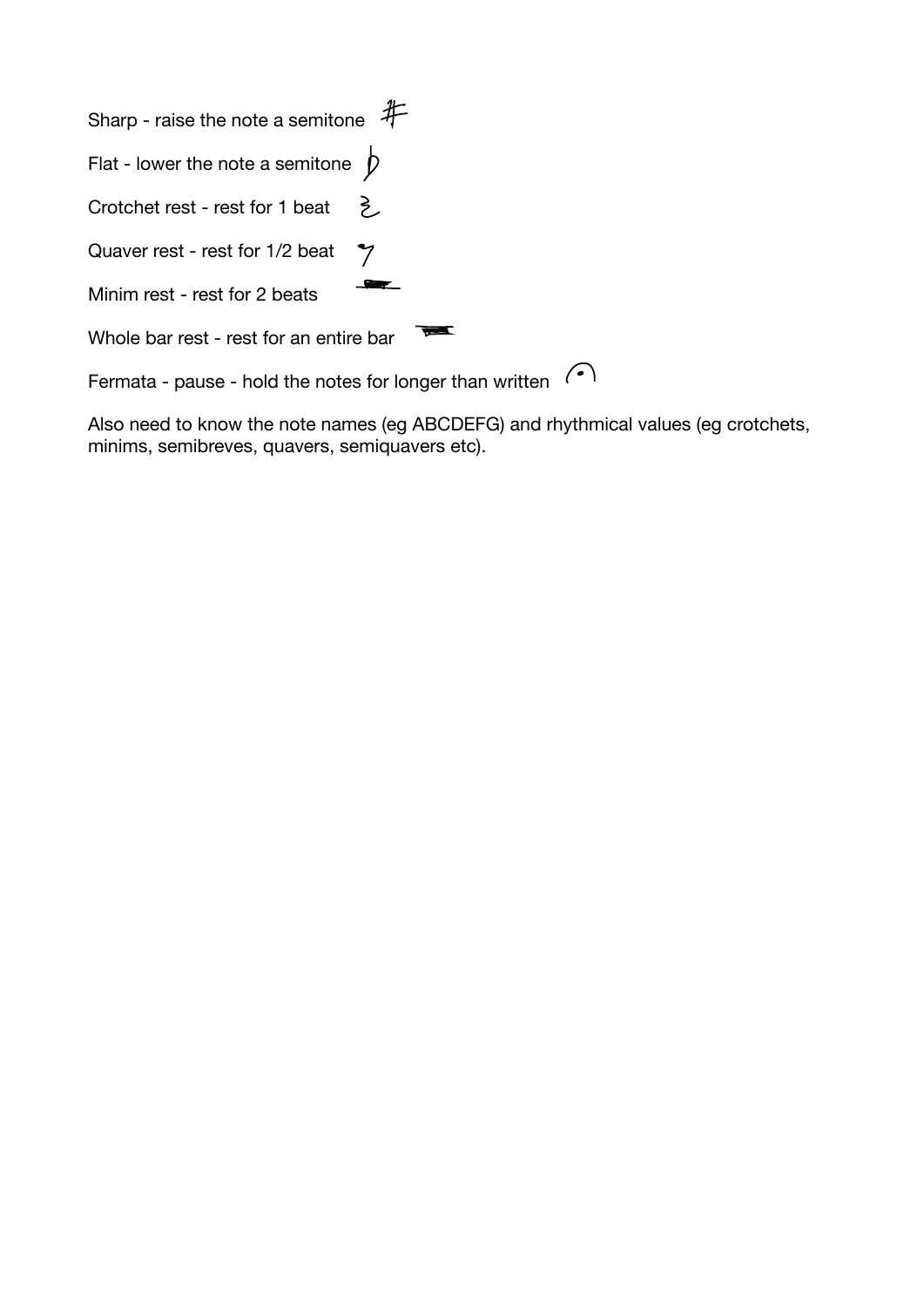Sharp - raise the note a semitone ♯

Flat - lower the note a semitone ♭

Crotchet rest - rest for 1 beat 𝄽

Quaver rest - rest for 1/2 beat 𝄾

Minim rest - rest for 2 beats 𝄼

Whole bar rest - rest for an entire bar 𝄻

Fermata - pause - hold the notes for longer than written 𝄐

Also need to know the note names (eg ABCDEFG) and rhythmical values (eg crotchets, minims, semibreves, quavers, semiquavers etc).